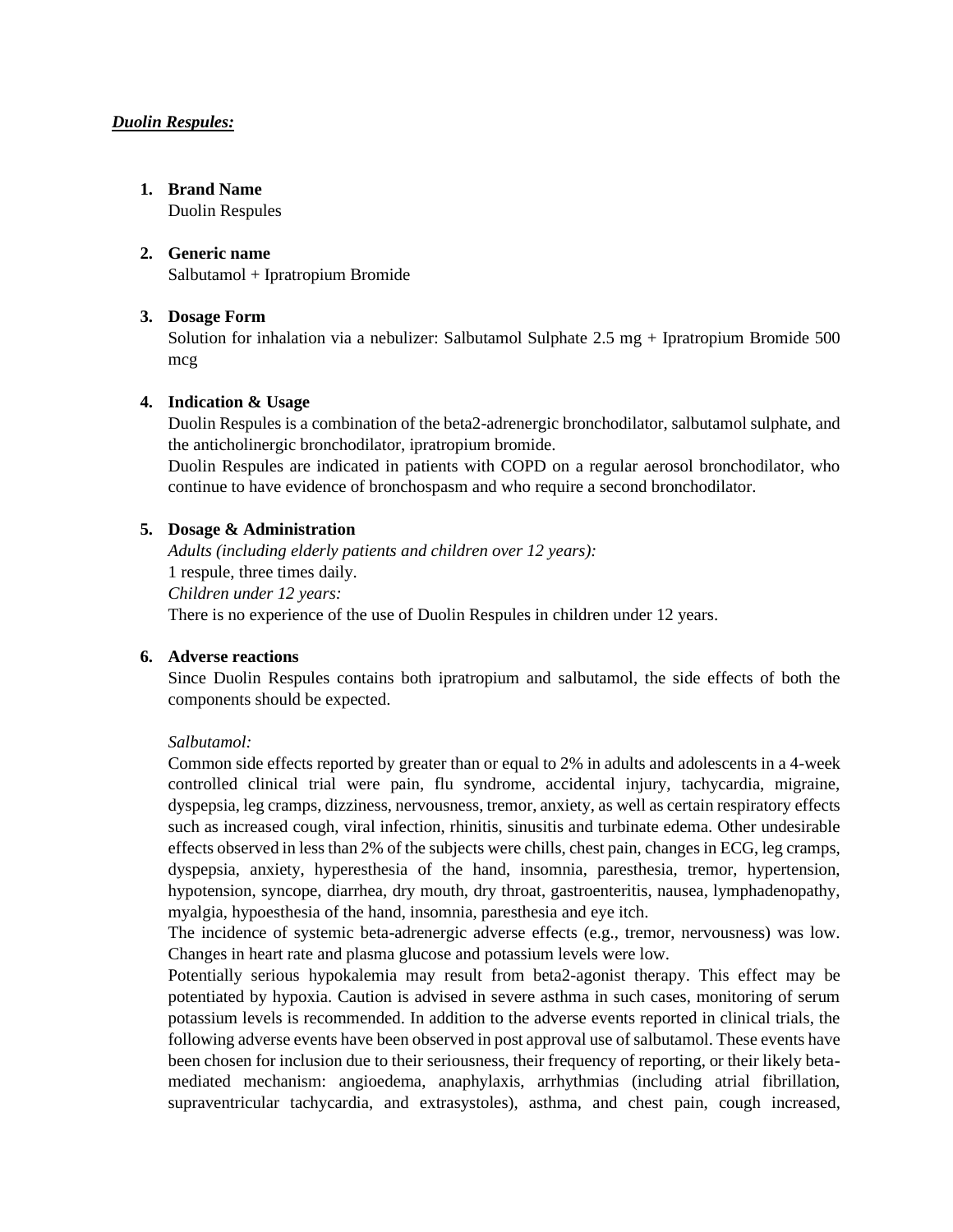***Duolin Respules:***

1. **Brand Name**
   Duolin Respules

2. **Generic name**
   Salbutamol + Ipratropium Bromide

3. **Dosage Form**
   Solution for inhalation via a nebulizer: Salbutamol Sulphate 2.5 mg + Ipratropium Bromide 500 mcg

4. **Indication & Usage**
   Duolin Respules is a combination of the beta2-adrenergic bronchodilator, salbutamol sulphate, and the anticholinergic bronchodilator, ipratropium bromide.
   Duolin Respules are indicated in patients with COPD on a regular aerosol bronchodilator, who continue to have evidence of bronchospasm and who require a second bronchodilator.

5. **Dosage & Administration**
   *Adults (including elderly patients and children over 12 years):*
   1 respule, three times daily.
   *Children under 12 years:*
   There is no experience of the use of Duolin Respules in children under 12 years.

6. **Adverse reactions**
   Since Duolin Respules contains both ipratropium and salbutamol, the side effects of both the components should be expected.

   *Salbutamol:*
   Common side effects reported by greater than or equal to 2% in adults and adolescents in a 4-week controlled clinical trial were pain, flu syndrome, accidental injury, tachycardia, migraine, dyspepsia, leg cramps, dizziness, nervousness, tremor, anxiety, as well as certain respiratory effects such as increased cough, viral infection, rhinitis, sinusitis and turbinate edema. Other undesirable effects observed in less than 2% of the subjects were chills, chest pain, changes in ECG, leg cramps, dyspepsia, anxiety, hyperesthesia of the hand, insomnia, paresthesia, tremor, hypertension, hypotension, syncope, diarrhea, dry mouth, dry throat, gastroenteritis, nausea, lymphadenopathy, myalgia, hypoesthesia of the hand, insomnia, paresthesia and eye itch.
   The incidence of systemic beta-adrenergic adverse effects (e.g., tremor, nervousness) was low. Changes in heart rate and plasma glucose and potassium levels were low.
   Potentially serious hypokalemia may result from beta2-agonist therapy. This effect may be potentiated by hypoxia. Caution is advised in severe asthma in such cases, monitoring of serum potassium levels is recommended. In addition to the adverse events reported in clinical trials, the following adverse events have been observed in post approval use of salbutamol. These events have been chosen for inclusion due to their seriousness, their frequency of reporting, or their likely beta-mediated mechanism: angioedema, anaphylaxis, arrhythmias (including atrial fibrillation, supraventricular tachycardia, and extrasystoles), asthma, and chest pain, cough increased,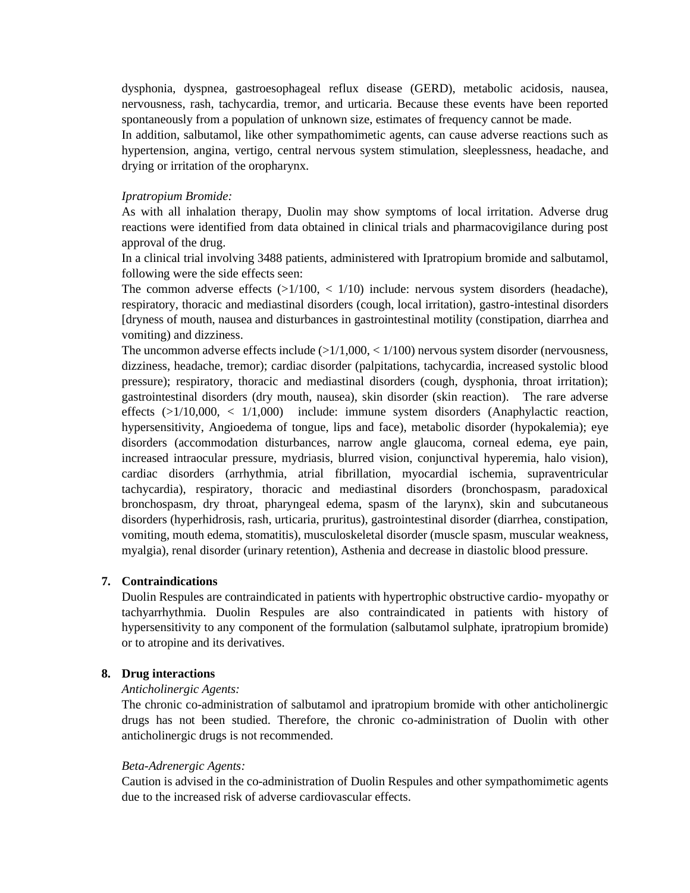dysphonia, dyspnea, gastroesophageal reflux disease (GERD), metabolic acidosis, nausea, nervousness, rash, tachycardia, tremor, and urticaria. Because these events have been reported spontaneously from a population of unknown size, estimates of frequency cannot be made.

In addition, salbutamol, like other sympathomimetic agents, can cause adverse reactions such as hypertension, angina, vertigo, central nervous system stimulation, sleeplessness, headache, and drying or irritation of the oropharynx.

*Ipratropium Bromide:*

As with all inhalation therapy, Duolin may show symptoms of local irritation. Adverse drug reactions were identified from data obtained in clinical trials and pharmacovigilance during post approval of the drug.

In a clinical trial involving 3488 patients, administered with Ipratropium bromide and salbutamol, following were the side effects seen:

The common adverse effects (>1/100, < 1/10) include: nervous system disorders (headache), respiratory, thoracic and mediastinal disorders (cough, local irritation), gastro-intestinal disorders [dryness of mouth, nausea and disturbances in gastrointestinal motility (constipation, diarrhea and vomiting) and dizziness.

The uncommon adverse effects include (>1/1,000, < 1/100) nervous system disorder (nervousness, dizziness, headache, tremor); cardiac disorder (palpitations, tachycardia, increased systolic blood pressure); respiratory, thoracic and mediastinal disorders (cough, dysphonia, throat irritation); gastrointestinal disorders (dry mouth, nausea), skin disorder (skin reaction). The rare adverse effects (>1/10,000, < 1/1,000) include: immune system disorders (Anaphylactic reaction, hypersensitivity, Angioedema of tongue, lips and face), metabolic disorder (hypokalemia); eye disorders (accommodation disturbances, narrow angle glaucoma, corneal edema, eye pain, increased intraocular pressure, mydriasis, blurred vision, conjunctival hyperemia, halo vision), cardiac disorders (arrhythmia, atrial fibrillation, myocardial ischemia, supraventricular tachycardia), respiratory, thoracic and mediastinal disorders (bronchospasm, paradoxical bronchospasm, dry throat, pharyngeal edema, spasm of the larynx), skin and subcutaneous disorders (hyperhidrosis, rash, urticaria, pruritus), gastrointestinal disorder (diarrhea, constipation, vomiting, mouth edema, stomatitis), musculoskeletal disorder (muscle spasm, muscular weakness, myalgia), renal disorder (urinary retention), Asthenia and decrease in diastolic blood pressure.

## 7. Contraindications

Duolin Respules are contraindicated in patients with hypertrophic obstructive cardio- myopathy or tachyarrhythmia. Duolin Respules are also contraindicated in patients with history of hypersensitivity to any component of the formulation (salbutamol sulphate, ipratropium bromide) or to atropine and its derivatives.

## 8. Drug interactions

*Anticholinergic Agents:*

The chronic co-administration of salbutamol and ipratropium bromide with other anticholinergic drugs has not been studied. Therefore, the chronic co-administration of Duolin with other anticholinergic drugs is not recommended.

*Beta-Adrenergic Agents:*

Caution is advised in the co-administration of Duolin Respules and other sympathomimetic agents due to the increased risk of adverse cardiovascular effects.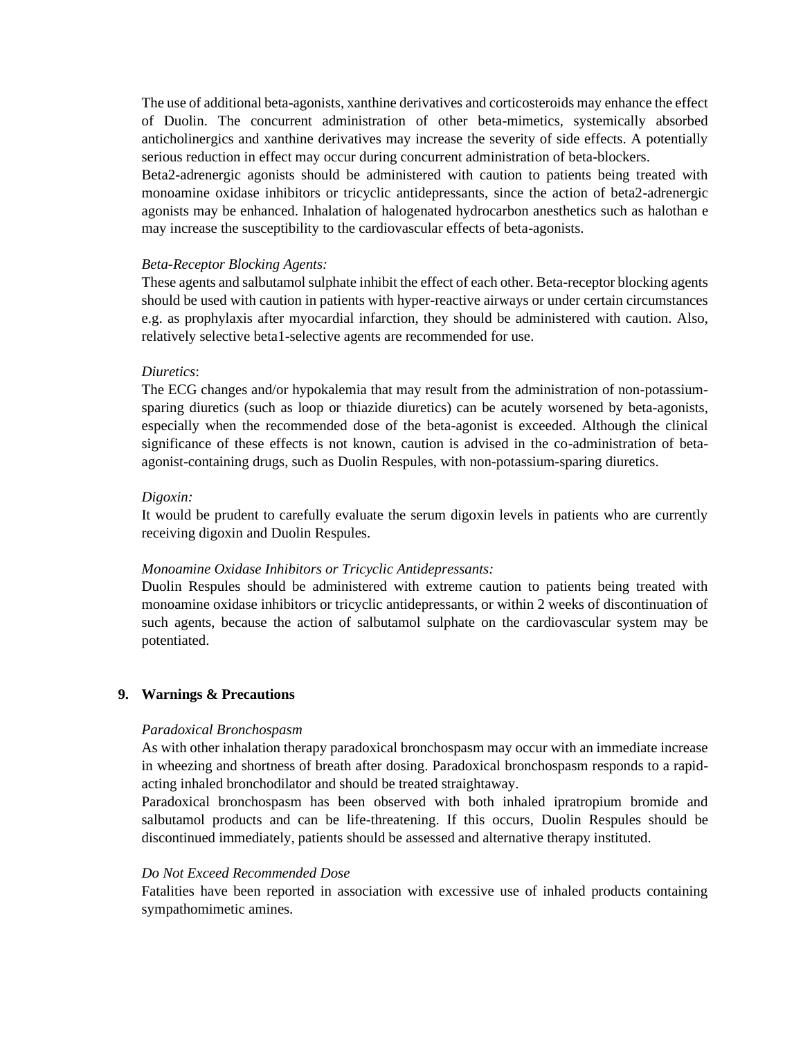The use of additional beta-agonists, xanthine derivatives and corticosteroids may enhance the effect of Duolin. The concurrent administration of other beta-mimetics, systemically absorbed anticholinergics and xanthine derivatives may increase the severity of side effects. A potentially serious reduction in effect may occur during concurrent administration of beta-blockers.
Beta2-adrenergic agonists should be administered with caution to patients being treated with monoamine oxidase inhibitors or tricyclic antidepressants, since the action of beta2-adrenergic agonists may be enhanced. Inhalation of halogenated hydrocarbon anesthetics such as halothan e may increase the susceptibility to the cardiovascular effects of beta-agonists.

*Beta-Receptor Blocking Agents:*
These agents and salbutamol sulphate inhibit the effect of each other. Beta-receptor blocking agents should be used with caution in patients with hyper-reactive airways or under certain circumstances e.g. as prophylaxis after myocardial infarction, they should be administered with caution. Also, relatively selective beta1-selective agents are recommended for use.

*Diuretics*:
The ECG changes and/or hypokalemia that may result from the administration of non-potassium-sparing diuretics (such as loop or thiazide diuretics) can be acutely worsened by beta-agonists, especially when the recommended dose of the beta-agonist is exceeded. Although the clinical significance of these effects is not known, caution is advised in the co-administration of beta-agonist-containing drugs, such as Duolin Respules, with non-potassium-sparing diuretics.

*Digoxin:*
It would be prudent to carefully evaluate the serum digoxin levels in patients who are currently receiving digoxin and Duolin Respules.

*Monoamine Oxidase Inhibitors or Tricyclic Antidepressants:*
Duolin Respules should be administered with extreme caution to patients being treated with monoamine oxidase inhibitors or tricyclic antidepressants, or within 2 weeks of discontinuation of such agents, because the action of salbutamol sulphate on the cardiovascular system may be potentiated.

## 9. Warnings & Precautions

*Paradoxical Bronchospasm*
As with other inhalation therapy paradoxical bronchospasm may occur with an immediate increase in wheezing and shortness of breath after dosing. Paradoxical bronchospasm responds to a rapid-acting inhaled bronchodilator and should be treated straightaway.
Paradoxical bronchospasm has been observed with both inhaled ipratropium bromide and salbutamol products and can be life-threatening. If this occurs, Duolin Respules should be discontinued immediately, patients should be assessed and alternative therapy instituted.

*Do Not Exceed Recommended Dose*
Fatalities have been reported in association with excessive use of inhaled products containing sympathomimetic amines.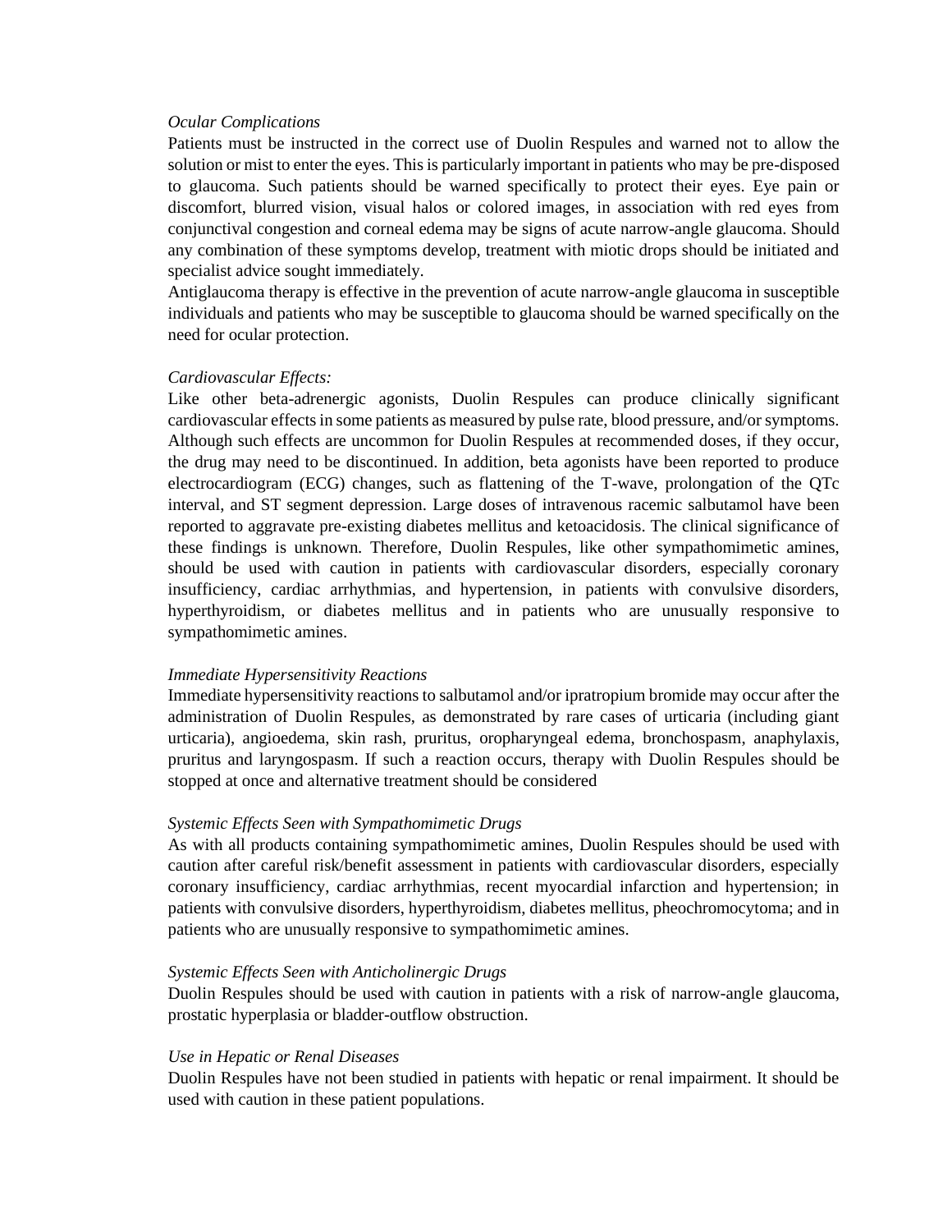*Ocular Complications*

Patients must be instructed in the correct use of Duolin Respules and warned not to allow the solution or mist to enter the eyes. This is particularly important in patients who may be pre-disposed to glaucoma. Such patients should be warned specifically to protect their eyes. Eye pain or discomfort, blurred vision, visual halos or colored images, in association with red eyes from conjunctival congestion and corneal edema may be signs of acute narrow-angle glaucoma. Should any combination of these symptoms develop, treatment with miotic drops should be initiated and specialist advice sought immediately.

Antiglaucoma therapy is effective in the prevention of acute narrow-angle glaucoma in susceptible individuals and patients who may be susceptible to glaucoma should be warned specifically on the need for ocular protection.

*Cardiovascular Effects:*

Like other beta-adrenergic agonists, Duolin Respules can produce clinically significant cardiovascular effects in some patients as measured by pulse rate, blood pressure, and/or symptoms. Although such effects are uncommon for Duolin Respules at recommended doses, if they occur, the drug may need to be discontinued. In addition, beta agonists have been reported to produce electrocardiogram (ECG) changes, such as flattening of the T-wave, prolongation of the QTc interval, and ST segment depression. Large doses of intravenous racemic salbutamol have been reported to aggravate pre-existing diabetes mellitus and ketoacidosis. The clinical significance of these findings is unknown. Therefore, Duolin Respules, like other sympathomimetic amines, should be used with caution in patients with cardiovascular disorders, especially coronary insufficiency, cardiac arrhythmias, and hypertension, in patients with convulsive disorders, hyperthyroidism, or diabetes mellitus and in patients who are unusually responsive to sympathomimetic amines.

*Immediate Hypersensitivity Reactions*

Immediate hypersensitivity reactions to salbutamol and/or ipratropium bromide may occur after the administration of Duolin Respules, as demonstrated by rare cases of urticaria (including giant urticaria), angioedema, skin rash, pruritus, oropharyngeal edema, bronchospasm, anaphylaxis, pruritus and laryngospasm. If such a reaction occurs, therapy with Duolin Respules should be stopped at once and alternative treatment should be considered

*Systemic Effects Seen with Sympathomimetic Drugs*

As with all products containing sympathomimetic amines, Duolin Respules should be used with caution after careful risk/benefit assessment in patients with cardiovascular disorders, especially coronary insufficiency, cardiac arrhythmias, recent myocardial infarction and hypertension; in patients with convulsive disorders, hyperthyroidism, diabetes mellitus, pheochromocytoma; and in patients who are unusually responsive to sympathomimetic amines.

*Systemic Effects Seen with Anticholinergic Drugs*

Duolin Respules should be used with caution in patients with a risk of narrow-angle glaucoma, prostatic hyperplasia or bladder-outflow obstruction.

*Use in Hepatic or Renal Diseases*

Duolin Respules have not been studied in patients with hepatic or renal impairment. It should be used with caution in these patient populations.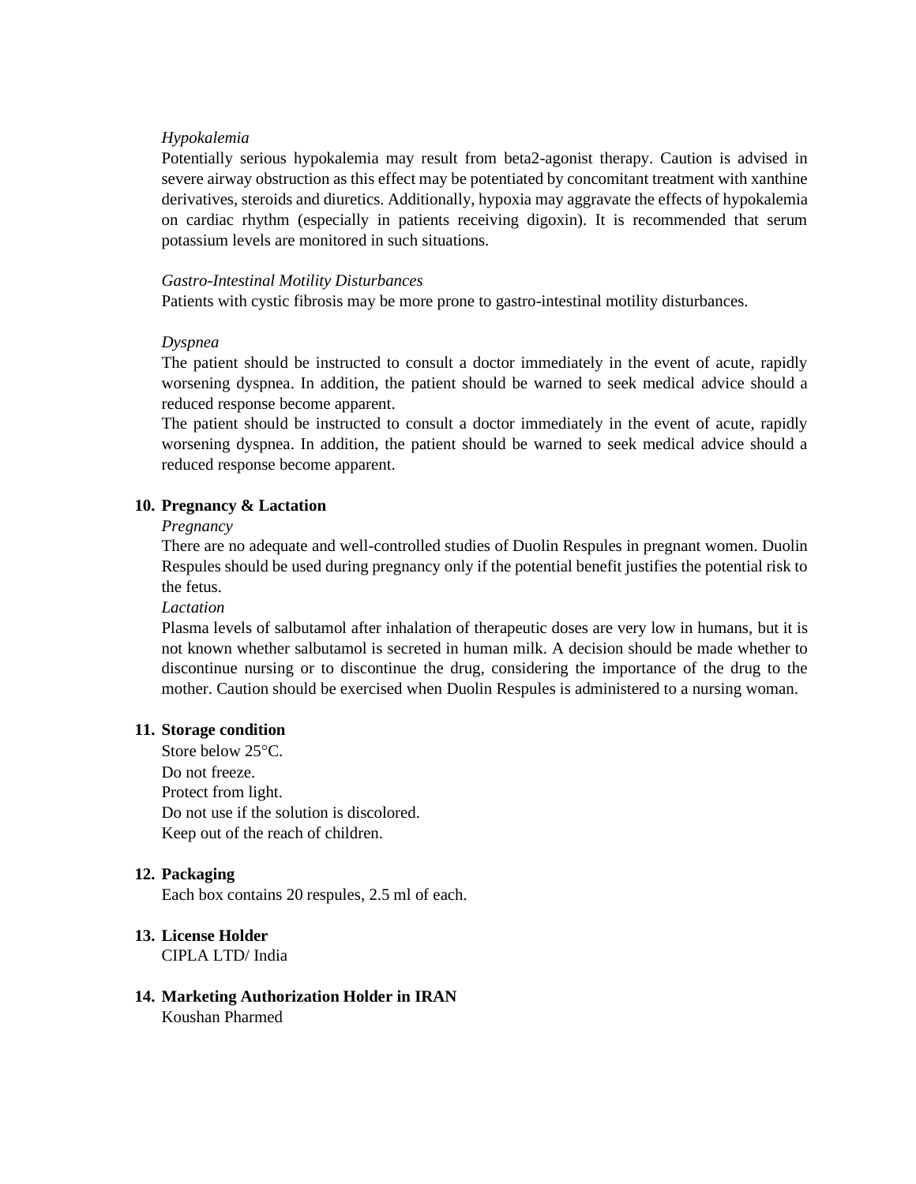*Hypokalemia*

Potentially serious hypokalemia may result from beta2-agonist therapy. Caution is advised in severe airway obstruction as this effect may be potentiated by concomitant treatment with xanthine derivatives, steroids and diuretics. Additionally, hypoxia may aggravate the effects of hypokalemia on cardiac rhythm (especially in patients receiving digoxin). It is recommended that serum potassium levels are monitored in such situations.

*Gastro-Intestinal Motility Disturbances*

Patients with cystic fibrosis may be more prone to gastro-intestinal motility disturbances.

*Dyspnea*

The patient should be instructed to consult a doctor immediately in the event of acute, rapidly worsening dyspnea. In addition, the patient should be warned to seek medical advice should a reduced response become apparent.

The patient should be instructed to consult a doctor immediately in the event of acute, rapidly worsening dyspnea. In addition, the patient should be warned to seek medical advice should a reduced response become apparent.

**10. Pregnancy & Lactation**

*Pregnancy*

There are no adequate and well-controlled studies of Duolin Respules in pregnant women. Duolin Respules should be used during pregnancy only if the potential benefit justifies the potential risk to the fetus.

*Lactation*

Plasma levels of salbutamol after inhalation of therapeutic doses are very low in humans, but it is not known whether salbutamol is secreted in human milk. A decision should be made whether to discontinue nursing or to discontinue the drug, considering the importance of the drug to the mother. Caution should be exercised when Duolin Respules is administered to a nursing woman.

**11. Storage condition**

Store below 25°C.
Do not freeze.
Protect from light.
Do not use if the solution is discolored.
Keep out of the reach of children.

**12. Packaging**

Each box contains 20 respules, 2.5 ml of each.

**13. License Holder**

CIPLA LTD/ India

**14. Marketing Authorization Holder in IRAN**

Koushan Pharmed